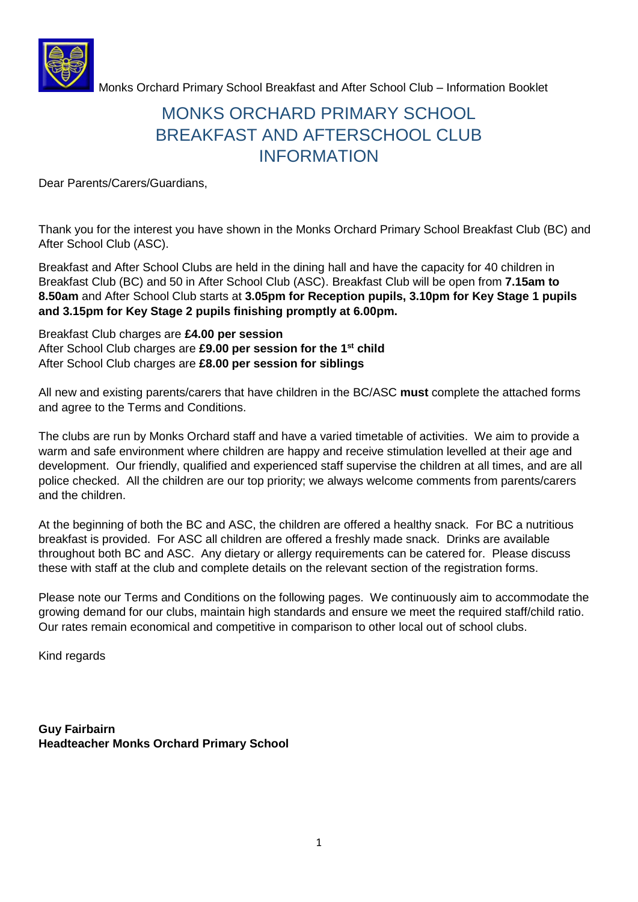# MONKS ORCHARD PRIMARY SCHOOL BREAKFAST AND AFTERSCHOOL CLUB INFORMATION

Dear Parents/Carers/Guardians,

Thank you for the interest you have shown in the Monks Orchard Primary School Breakfast Club (BC) and After School Club (ASC).

Breakfast and After School Clubs are held in the dining hall and have the capacity for 40 children in Breakfast Club (BC) and 50 in After School Club (ASC). Breakfast Club will be open from **7.15am to 8.50am** and After School Club starts at **3.05pm for Reception pupils, 3.10pm for Key Stage 1 pupils and 3.15pm for Key Stage 2 pupils finishing promptly at 6.00pm.**

Breakfast Club charges are **£4.00 per session**
After School Club charges are **£9.00 per session for the 1st child**
After School Club charges are **£8.00 per session for siblings**

All new and existing parents/carers that have children in the BC/ASC **must** complete the attached forms and agree to the Terms and Conditions.

The clubs are run by Monks Orchard staff and have a varied timetable of activities. We aim to provide a warm and safe environment where children are happy and receive stimulation levelled at their age and development. Our friendly, qualified and experienced staff supervise the children at all times, and are all police checked. All the children are our top priority; we always welcome comments from parents/carers and the children.

At the beginning of both the BC and ASC, the children are offered a healthy snack. For BC a nutritious breakfast is provided. For ASC all children are offered a freshly made snack. Drinks are available throughout both BC and ASC. Any dietary or allergy requirements can be catered for. Please discuss these with staff at the club and complete details on the relevant section of the registration forms.

Please note our Terms and Conditions on the following pages. We continuously aim to accommodate the growing demand for our clubs, maintain high standards and ensure we meet the required staff/child ratio. Our rates remain economical and competitive in comparison to other local out of school clubs.

Kind regards

**Guy Fairbairn**
**Headteacher Monks Orchard Primary School**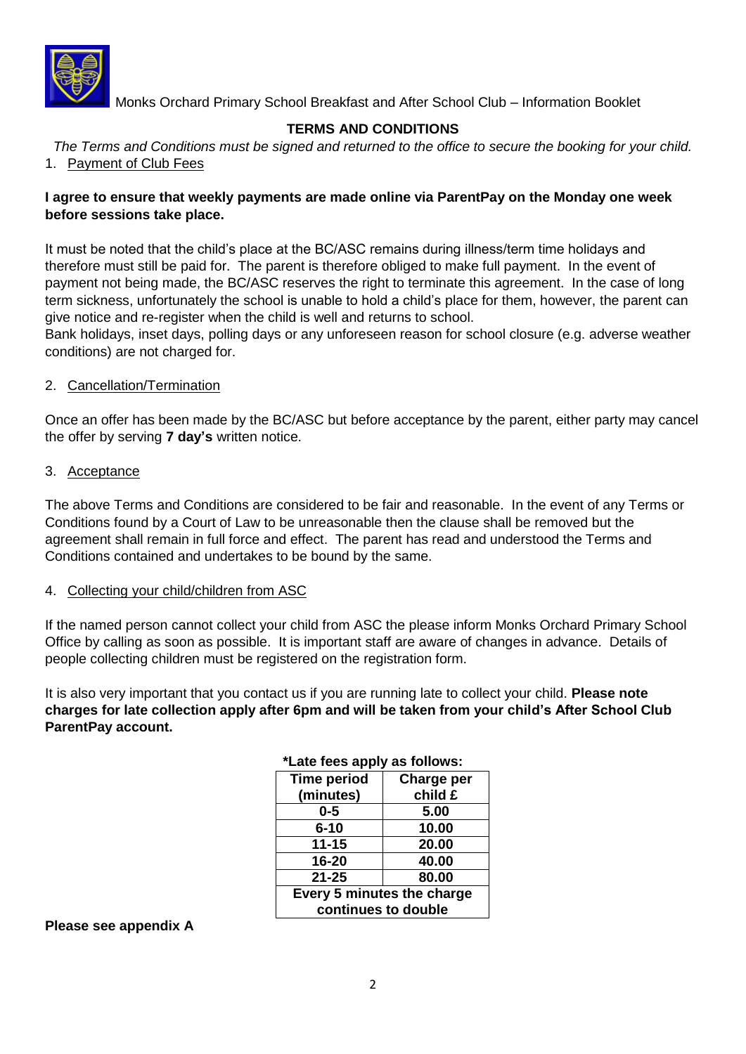Monks Orchard Primary School Breakfast and After School Club – Information Booklet

## TERMS AND CONDITIONS

*The Terms and Conditions must be signed and returned to the office to secure the booking for your child.*

1. Payment of Club Fees

**I agree to ensure that weekly payments are made online via ParentPay on the Monday one week before sessions take place.**

It must be noted that the child's place at the BC/ASC remains during illness/term time holidays and therefore must still be paid for. The parent is therefore obliged to make full payment. In the event of payment not being made, the BC/ASC reserves the right to terminate this agreement. In the case of long term sickness, unfortunately the school is unable to hold a child's place for them, however, the parent can give notice and re-register when the child is well and returns to school.

Bank holidays, inset days, polling days or any unforeseen reason for school closure (e.g. adverse weather conditions) are not charged for.

2. Cancellation/Termination

Once an offer has been made by the BC/ASC but before acceptance by the parent, either party may cancel the offer by serving **7 day's** written notice.

3. Acceptance

The above Terms and Conditions are considered to be fair and reasonable. In the event of any Terms or Conditions found by a Court of Law to be unreasonable then the clause shall be removed but the agreement shall remain in full force and effect. The parent has read and understood the Terms and Conditions contained and undertakes to be bound by the same.

4. Collecting your child/children from ASC

If the named person cannot collect your child from ASC the please inform Monks Orchard Primary School Office by calling as soon as possible. It is important staff are aware of changes in advance. Details of people collecting children must be registered on the registration form.

It is also very important that you contact us if you are running late to collect your child. **Please note charges for late collection apply after 6pm and will be taken from your child's After School Club ParentPay account.**

**\*Late fees apply as follows:**

| Time period (minutes) | Charge per child £ |
|---|---|
| 0-5 | 5.00 |
| 6-10 | 10.00 |
| 11-15 | 20.00 |
| 16-20 | 40.00 |
| 21-25 | 80.00 |
| Every 5 minutes the charge continues to double | |

**Please see appendix A**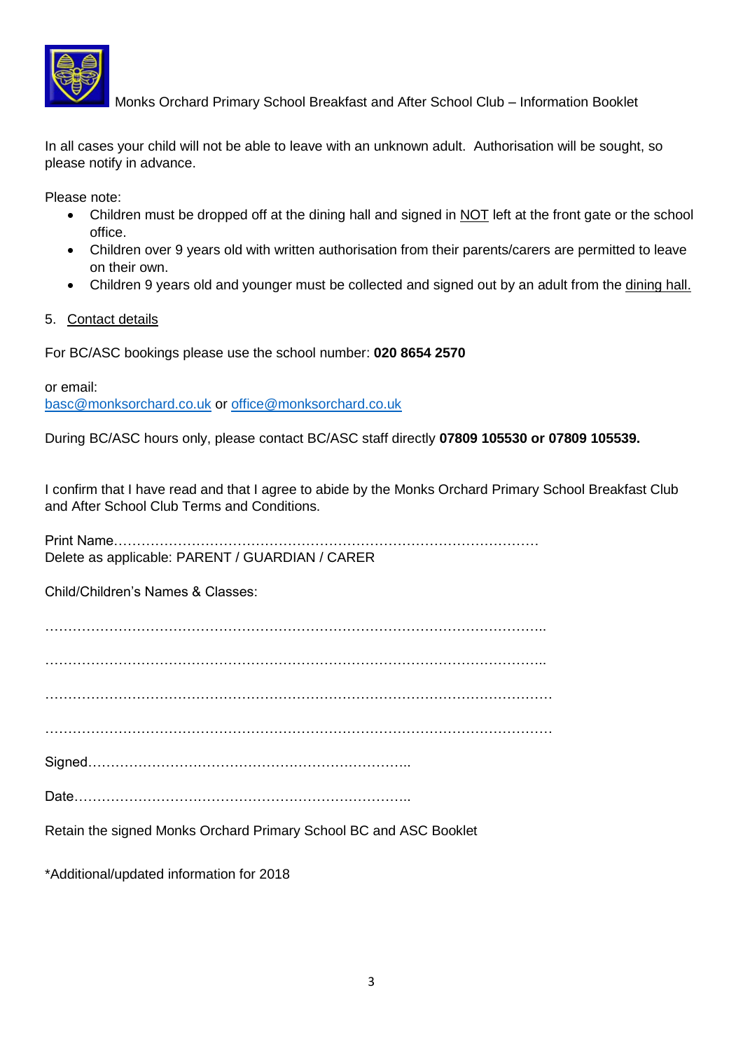In all cases your child will not be able to leave with an unknown adult. Authorisation will be sought, so please notify in advance.

Please note:

- Children must be dropped off at the dining hall and signed in NOT left at the front gate or the school office.
- Children over 9 years old with written authorisation from their parents/carers are permitted to leave on their own.
- Children 9 years old and younger must be collected and signed out by an adult from the dining hall.

5. Contact details

For BC/ASC bookings please use the school number: **020 8654 2570**

or email:
basc@monksorchard.co.uk or office@monksorchard.co.uk

During BC/ASC hours only, please contact BC/ASC staff directly **07809 105530 or 07809 105539.**

I confirm that I have read and that I agree to abide by the Monks Orchard Primary School Breakfast Club and After School Club Terms and Conditions.

Print Name………………………………………………………………………………
Delete as applicable: PARENT / GUARDIAN / CARER

Child/Children's Names & Classes:

………………………………………………………………………………………………

………………………………………………………………………………………………

………………………………………………………………………………………………

………………………………………………………………………………………………

Signed…………………………………………………………………

Date……………………………………………………………………

Retain the signed Monks Orchard Primary School BC and ASC Booklet

*Additional/updated information for 2018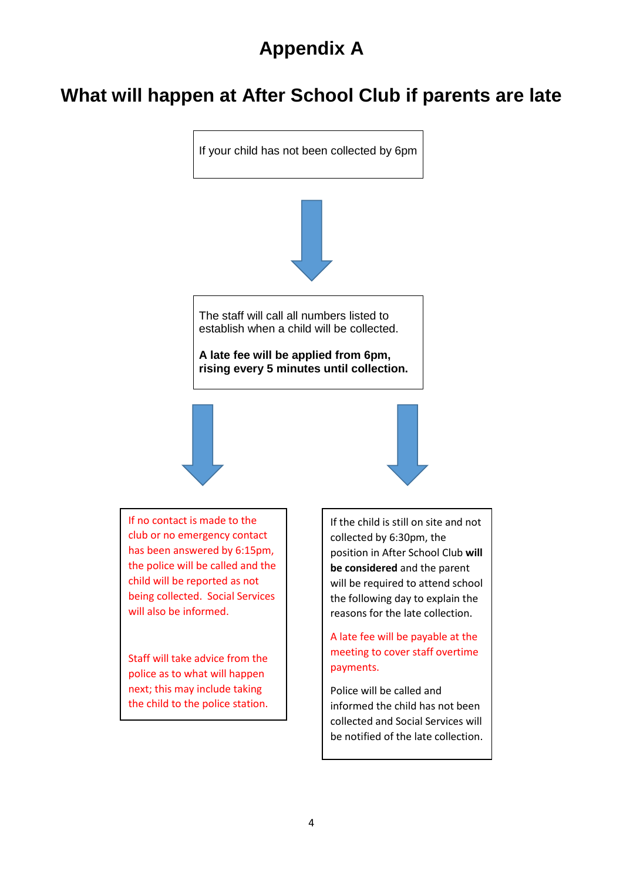# Appendix A

## What will happen at After School Club if parents are late

If your child has not been collected by 6pm

The staff will call all numbers listed to establish when a child will be collected.

**A late fee will be applied from 6pm, rising every 5 minutes until collection.**

If no contact is made to the club or no emergency contact has been answered by 6:15pm, the police will be called and the child will be reported as not being collected. Social Services will also be informed.

Staff will take advice from the police as to what will happen next; this may include taking the child to the police station.

If the child is still on site and not collected by 6:30pm, the position in After School Club **will be considered** and the parent will be required to attend school the following day to explain the reasons for the late collection.

A late fee will be payable at the meeting to cover staff overtime payments.

Police will be called and informed the child has not been collected and Social Services will be notified of the late collection.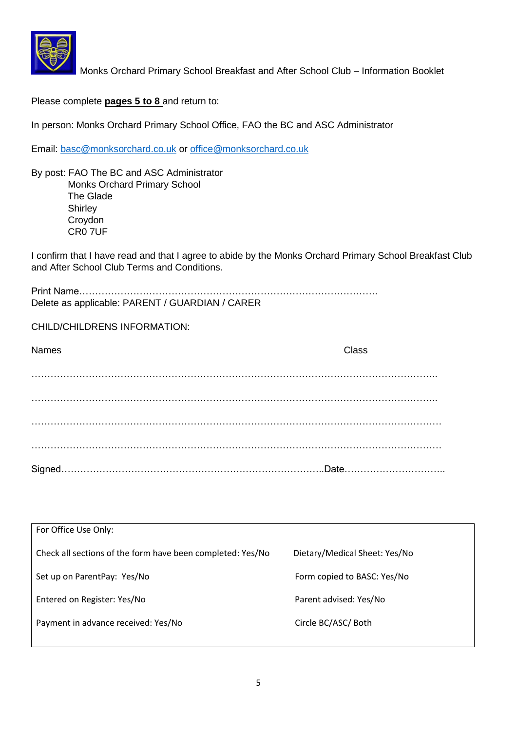Monks Orchard Primary School Breakfast and After School Club – Information Booklet

Please complete **pages 5 to 8** and return to:

In person: Monks Orchard Primary School Office, FAO the BC and ASC Administrator

Email: basc@monksorchard.co.uk or office@monksorchard.co.uk

By post: FAO The BC and ASC Administrator
Monks Orchard Primary School
The Glade
Shirley
Croydon
CR0 7UF

I confirm that I have read and that I agree to abide by the Monks Orchard Primary School Breakfast Club and After School Club Terms and Conditions.

Print Name…………………………………………………………………………………….
Delete as applicable: PARENT / GUARDIAN / CARER

CHILD/CHILDRENS INFORMATION:

Names Class

…………………………………………………………………………………………………………..

…………………………………………………………………………………………………………..

…………………………………………………………………………………………………………..

…………………………………………………………………………………………………………..

Signed…………………………………………………………………………..Date…………………………..

| For Office Use Only: | |
|---|---|
| Check all sections of the form have been completed: Yes/No | Dietary/Medical Sheet: Yes/No |
| Set up on ParentPay: Yes/No | Form copied to BASC: Yes/No |
| Entered on Register: Yes/No | Parent advised: Yes/No |
| Payment in advance received: Yes/No | Circle BC/ASC/ Both |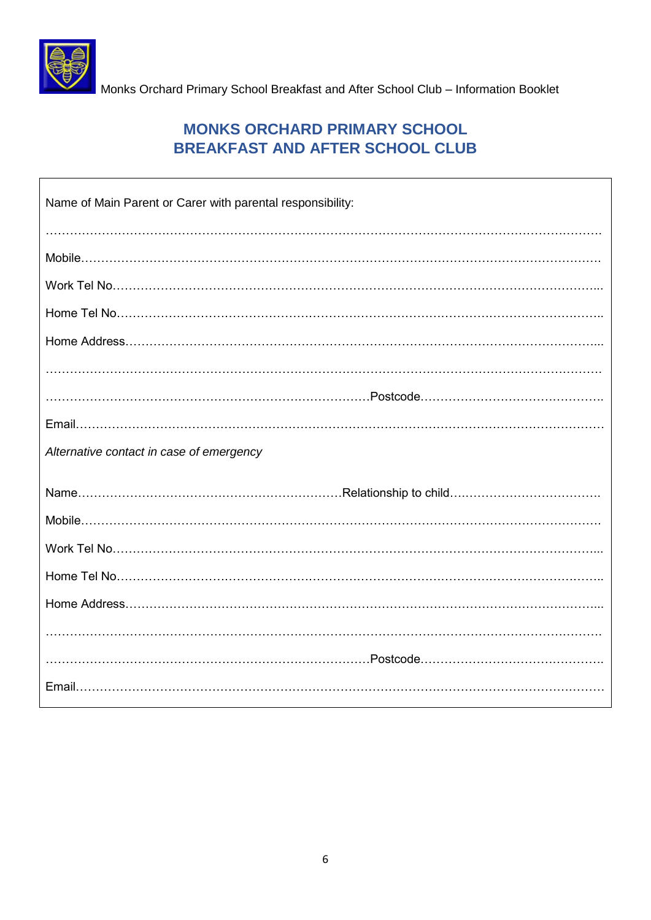# MONKS ORCHARD PRIMARY SCHOOL
# BREAKFAST AND AFTER SCHOOL CLUB

Name of Main Parent or Carer with parental responsibility:

………………………………………………………………………………………………………………………

Mobile……………………………………………………………………………………………………………

Work Tel No……………………………………………………………………………………………………...

Home Tel No……………………………………………………………………………………………………..

Home Address…………………………………………………………………………………………………...

………………………………………………………………………………………………………………………

…………………………………………………………………………Postcode……………………………………….

Email……………………………………………………………………………………………………………

*Alternative contact in case of emergency*

Name…………………………………………………………Relationship to child……………………………….

Mobile……………………………………………………………………………………………………………

Work Tel No……………………………………………………………………………………………………...

Home Tel No……………………………………………………………………………………………………..

Home Address…………………………………………………………………………………………………...

………………………………………………………………………………………………………………………

…………………………………………………………………………Postcode……………………………………….

Email……………………………………………………………………………………………………………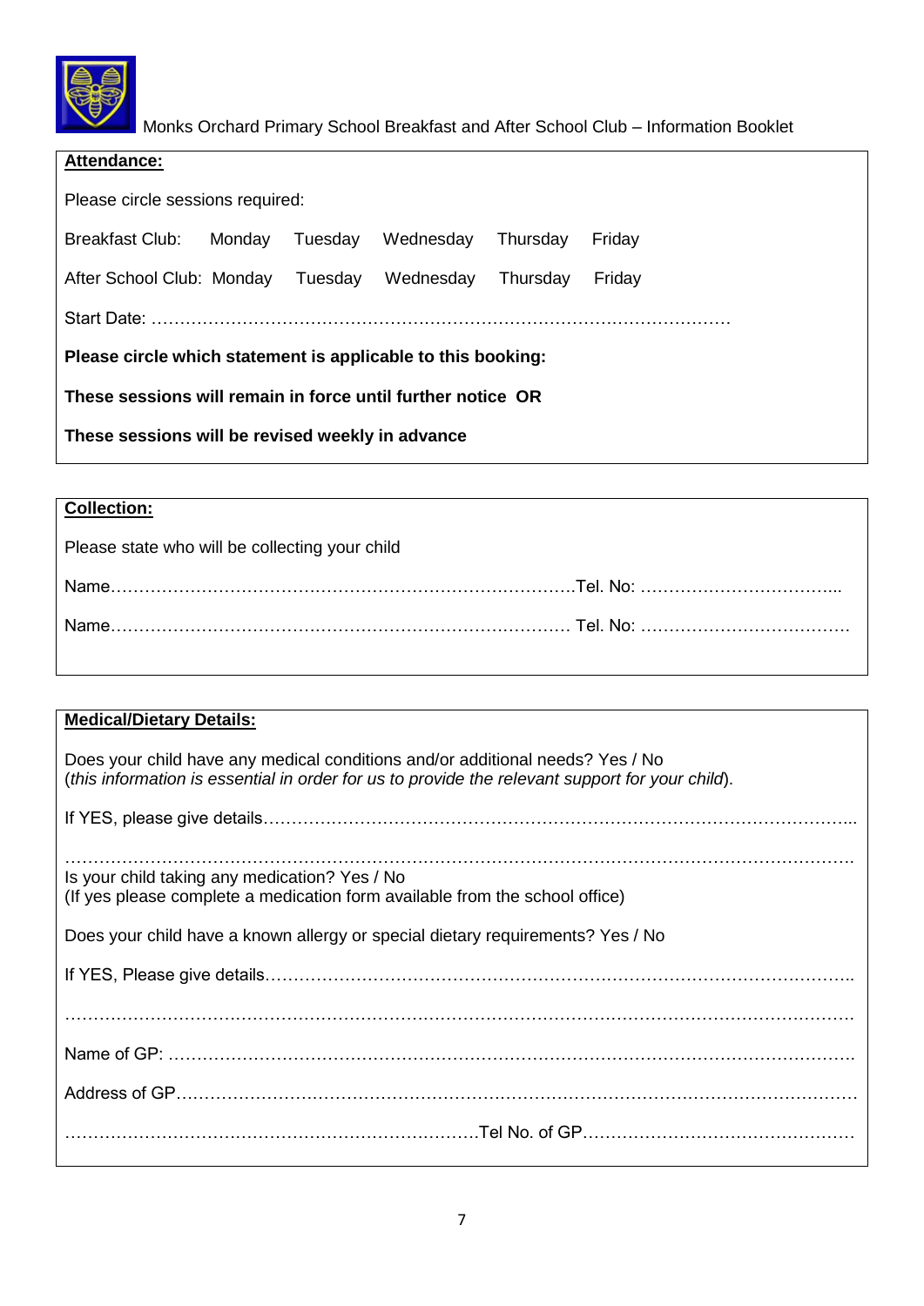Monks Orchard Primary School Breakfast and After School Club – Information Booklet

**Attendance:**

Please circle sessions required:

Breakfast Club: Monday Tuesday Wednesday Thursday Friday

After School Club: Monday Tuesday Wednesday Thursday Friday

Start Date: ……………………………………………………………………………………

**Please circle which statement is applicable to this booking:**

**These sessions will remain in force until further notice OR**

**These sessions will be revised weekly in advance**

**Collection:**

Please state who will be collecting your child

Name……………………………………………………………………….Tel. No: ……………………………..

Name………………………………………………………………………. Tel. No: ……………………………….

**Medical/Dietary Details:**

Does your child have any medical conditions and/or additional needs? Yes / No
(*this information is essential in order for us to provide the relevant support for your child*).

If YES, please give details…………………………………………………………………………………………...

……………………………………………………………………………………………………………………….
Is your child taking any medication? Yes / No
(If yes please complete a medication form available from the school office)

Does your child have a known allergy or special dietary requirements? Yes / No

If YES, Please give details…………………………………………………………………………………………..

……………………………………………………………………………………………………………………….

Name of GP: ………………………………………………………………………………………………………….

Address of GP……………………………………………………………………………………………………….

…………………………………………………………………Tel No. of GP…………………………………………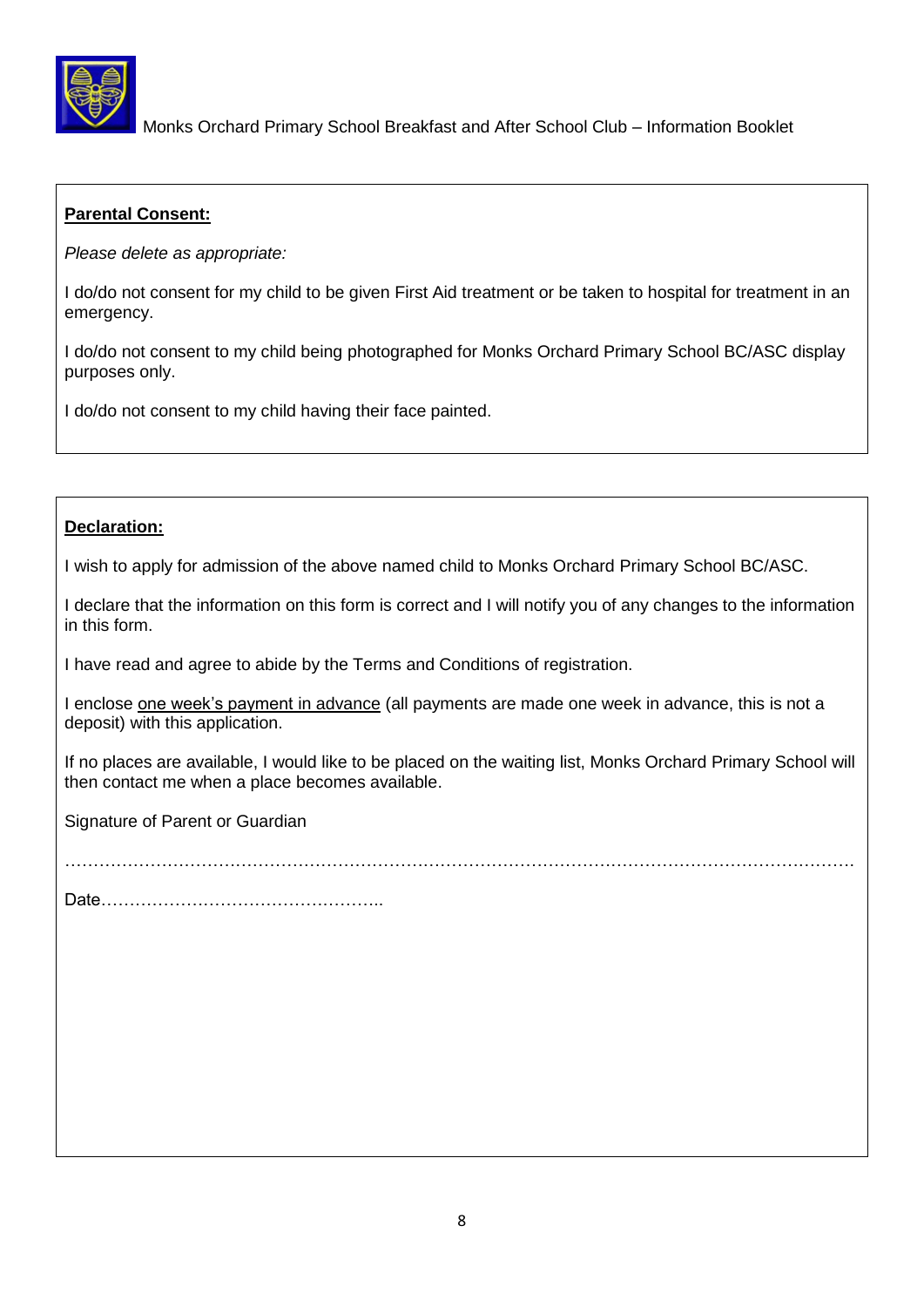**<u>Parental Consent:</u>**

*Please delete as appropriate:*

I do/do not consent for my child to be given First Aid treatment or be taken to hospital for treatment in an emergency.

I do/do not consent to my child being photographed for Monks Orchard Primary School BC/ASC display purposes only.

I do/do not consent to my child having their face painted.

**<u>Declaration:</u>**

I wish to apply for admission of the above named child to Monks Orchard Primary School BC/ASC.

I declare that the information on this form is correct and I will notify you of any changes to the information in this form.

I have read and agree to abide by the Terms and Conditions of registration.

I enclose <u>one week's payment in advance</u> (all payments are made one week in advance, this is not a deposit) with this application.

If no places are available, I would like to be placed on the waiting list, Monks Orchard Primary School will then contact me when a place becomes available.

Signature of Parent or Guardian

……………………………………………………………………………………………………………………

Date…………………………………………..